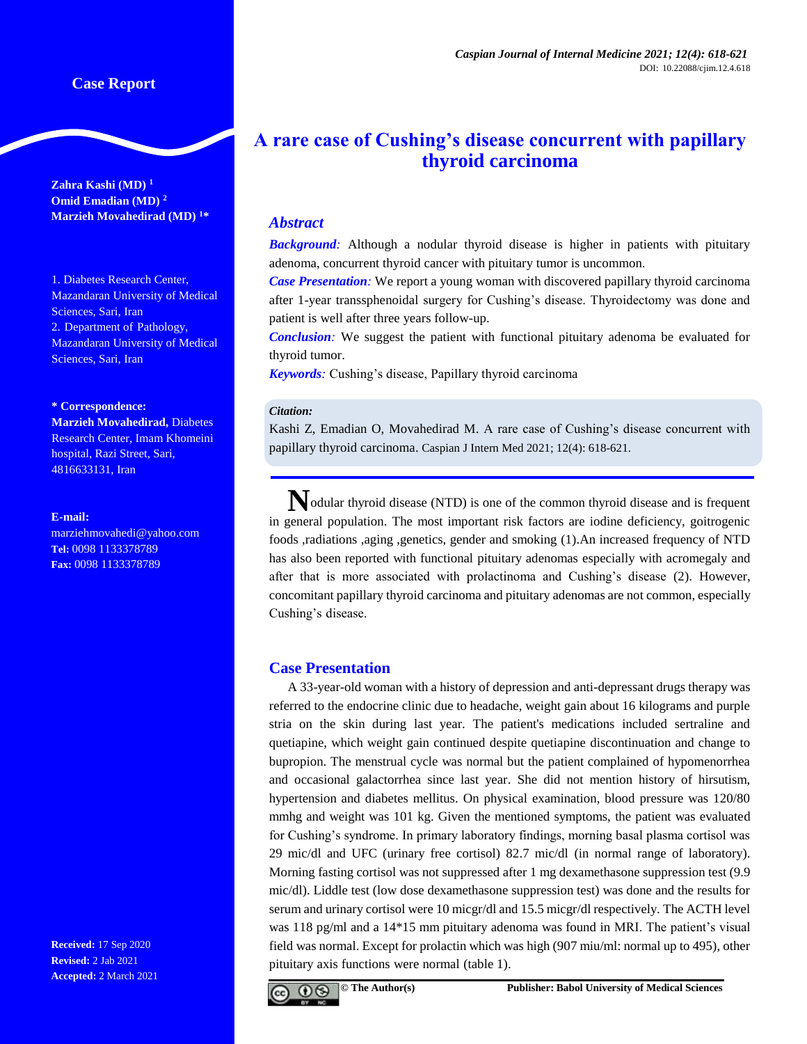Case Report

# A rare case of Cushing's disease concurrent with papillary thyroid carcinoma

**Zahra Kashi (MD)** [1]
**Omid Emadian (MD)** [2]
**Marzieh Movahedirad (MD)** [1*]

1. Diabetes Research Center, Mazandaran University of Medical Sciences, Sari, Iran
2. Department of Pathology, Mazandaran University of Medical Sciences, Sari, Iran

**\* Correspondence:**
**Marzieh Movahedirad,** Diabetes Research Center, Imam Khomeini hospital, Razi Street, Sari, 4816633131, Iran

**E-mail:**
marziehmovahedi@yahoo.com
**Tel:** 0098 1133378789
**Fax:** 0098 1133378789

**Received:** 17 Sep 2020
**Revised:** 2 Jab 2021
**Accepted:** 2 March 2021

## Abstract

***Background:*** Although a nodular thyroid disease is higher in patients with pituitary adenoma, concurrent thyroid cancer with pituitary tumor is uncommon.

***Case Presentation:*** We report a young woman with discovered papillary thyroid carcinoma after 1-year transsphenoidal surgery for Cushing's disease. Thyroidectomy was done and patient is well after three years follow-up.

***Conclusion:*** We suggest the patient with functional pituitary adenoma be evaluated for thyroid tumor.

***Keywords:*** Cushing's disease, Papillary thyroid carcinoma

***Citation:***
Kashi Z, Emadian O, Movahedirad M. A rare case of Cushing's disease concurrent with papillary thyroid carcinoma. Caspian J Intern Med 2021; 12(4): 618-621.

Nodular thyroid disease (NTD) is one of the common thyroid disease and is frequent in general population. The most important risk factors are iodine deficiency, goitrogenic foods ,radiations ,aging ,genetics, gender and smoking (1).An increased frequency of NTD has also been reported with functional pituitary adenomas especially with acromegaly and after that is more associated with prolactinoma and Cushing's disease (2). However, concomitant papillary thyroid carcinoma and pituitary adenomas are not common, especially Cushing's disease.

## Case Presentation

A 33-year-old woman with a history of depression and anti-depressant drugs therapy was referred to the endocrine clinic due to headache, weight gain about 16 kilograms and purple stria on the skin during last year. The patient's medications included sertraline and quetiapine, which weight gain continued despite quetiapine discontinuation and change to bupropion. The menstrual cycle was normal but the patient complained of hypomenorrhea and occasional galactorrhea since last year. She did not mention history of hirsutism, hypertension and diabetes mellitus. On physical examination, blood pressure was 120/80 mmhg and weight was 101 kg. Given the mentioned symptoms, the patient was evaluated for Cushing's syndrome. In primary laboratory findings, morning basal plasma cortisol was 29 mic/dl and UFC (urinary free cortisol) 82.7 mic/dl (in normal range of laboratory). Morning fasting cortisol was not suppressed after 1 mg dexamethasone suppression test (9.9 mic/dl). Liddle test (low dose dexamethasone suppression test) was done and the results for serum and urinary cortisol were 10 micgr/dl and 15.5 micgr/dl respectively. The ACTH level was 118 pg/ml and a 14*15 mm pituitary adenoma was found in MRI. The patient's visual field was normal. Except for prolactin which was high (907 miu/ml: normal up to 495), other pituitary axis functions were normal (table 1).

© The Author(s) Publisher: Babol University of Medical Sciences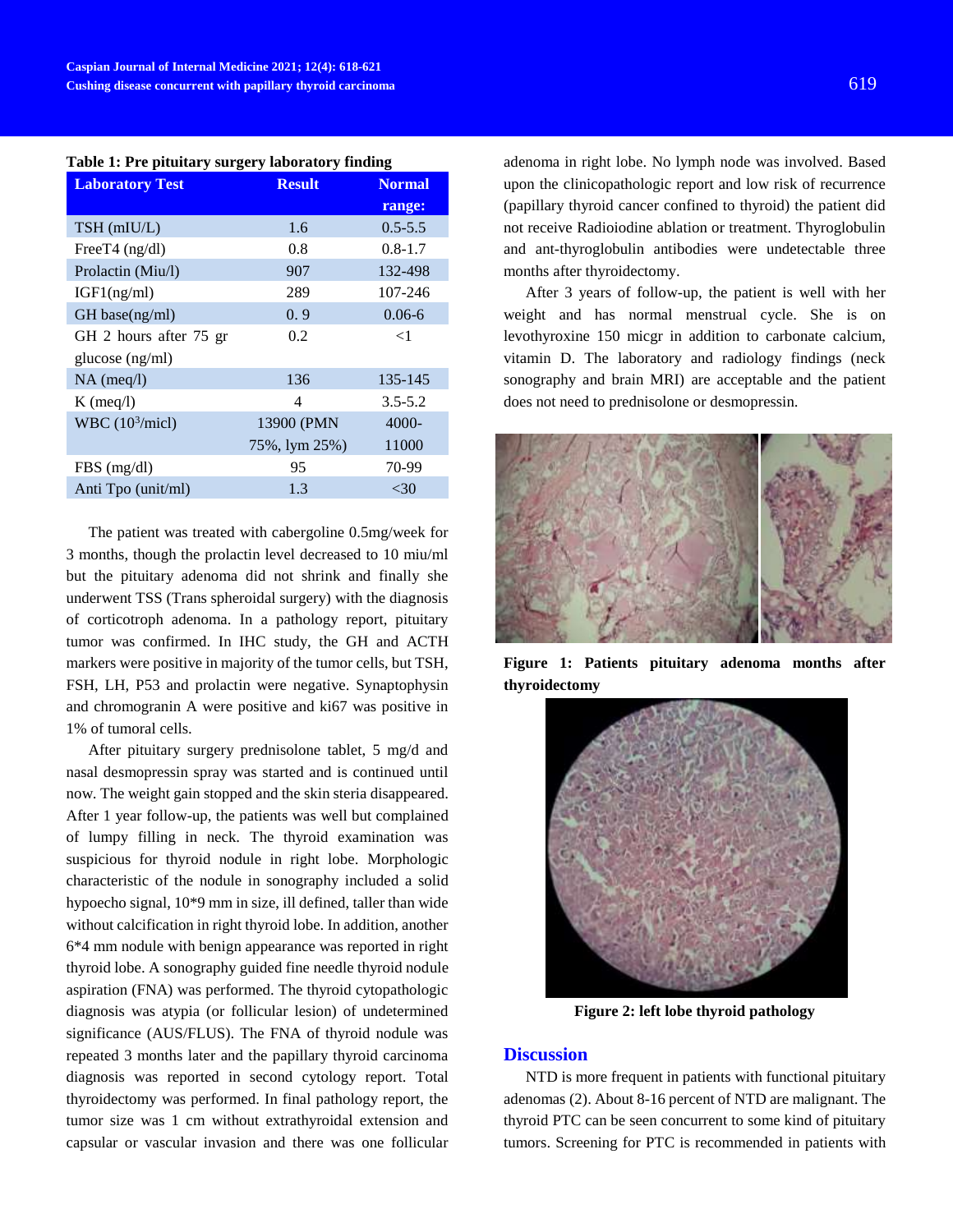**Table 1: Pre pituitary surgery laboratory finding**

| Laboratory Test | Result | Normal range: |
|---|---|---|
| TSH (mIU/L) | 1.6 | 0.5-5.5 |
| FreeT4 (ng/dl) | 0.8 | 0.8-1.7 |
| Prolactin (Miu/l) | 907 | 132-498 |
| IGF1(ng/ml) | 289 | 107-246 |
| GH base(ng/ml) | 0. 9 | 0.06-6 |
| GH 2 hours after 75 gr glucose (ng/ml) | 0.2 | <1 |
| NA (meq/l) | 136 | 135-145 |
| K (meq/l) | 4 | 3.5-5.2 |
| WBC ($10^3$/micl) | 13900 (PMN 75%, lym 25%) | 4000-11000 |
| FBS (mg/dl) | 95 | 70-99 |
| Anti Tpo (unit/ml) | 1.3 | <30 |

The patient was treated with cabergoline 0.5mg/week for 3 months, though the prolactin level decreased to 10 miu/ml but the pituitary adenoma did not shrink and finally she underwent TSS (Trans spheroidal surgery) with the diagnosis of corticotroph adenoma. In a pathology report, pituitary tumor was confirmed. In IHC study, the GH and ACTH markers were positive in majority of the tumor cells, but TSH, FSH, LH, P53 and prolactin were negative. Synaptophysin and chromogranin A were positive and ki67 was positive in 1% of tumoral cells.

After pituitary surgery prednisolone tablet, 5 mg/d and nasal desmopressin spray was started and is continued until now. The weight gain stopped and the skin steria disappeared. After 1 year follow-up, the patients was well but complained of lumpy filling in neck. The thyroid examination was suspicious for thyroid nodule in right lobe. Morphologic characteristic of the nodule in sonography included a solid hypoecho signal, 10*9 mm in size, ill defined, taller than wide without calcification in right thyroid lobe. In addition, another 6*4 mm nodule with benign appearance was reported in right thyroid lobe. A sonography guided fine needle thyroid nodule aspiration (FNA) was performed. The thyroid cytopathologic diagnosis was atypia (or follicular lesion) of undetermined significance (AUS/FLUS). The FNA of thyroid nodule was repeated 3 months later and the papillary thyroid carcinoma diagnosis was reported in second cytology report. Total thyroidectomy was performed. In final pathology report, the tumor size was 1 cm without extrathyroidal extension and capsular or vascular invasion and there was one follicular adenoma in right lobe. No lymph node was involved. Based upon the clinicopathologic report and low risk of recurrence (papillary thyroid cancer confined to thyroid) the patient did not receive Radioiodine ablation or treatment. Thyroglobulin and ant-thyroglobulin antibodies were undetectable three months after thyroidectomy.

After 3 years of follow-up, the patient is well with her weight and has normal menstrual cycle. She is on levothyroxine 150 micgr in addition to carbonate calcium, vitamin D. The laboratory and radiology findings (neck sonography and brain MRI) are acceptable and the patient does not need to prednisolone or desmopressin.

**Figure 1: Patients pituitary adenoma months after thyroidectomy**

**Figure 2: left lobe thyroid pathology**

## Discussion

NTD is more frequent in patients with functional pituitary adenomas (2). About 8-16 percent of NTD are malignant. The thyroid PTC can be seen concurrent to some kind of pituitary tumors. Screening for PTC is recommended in patients with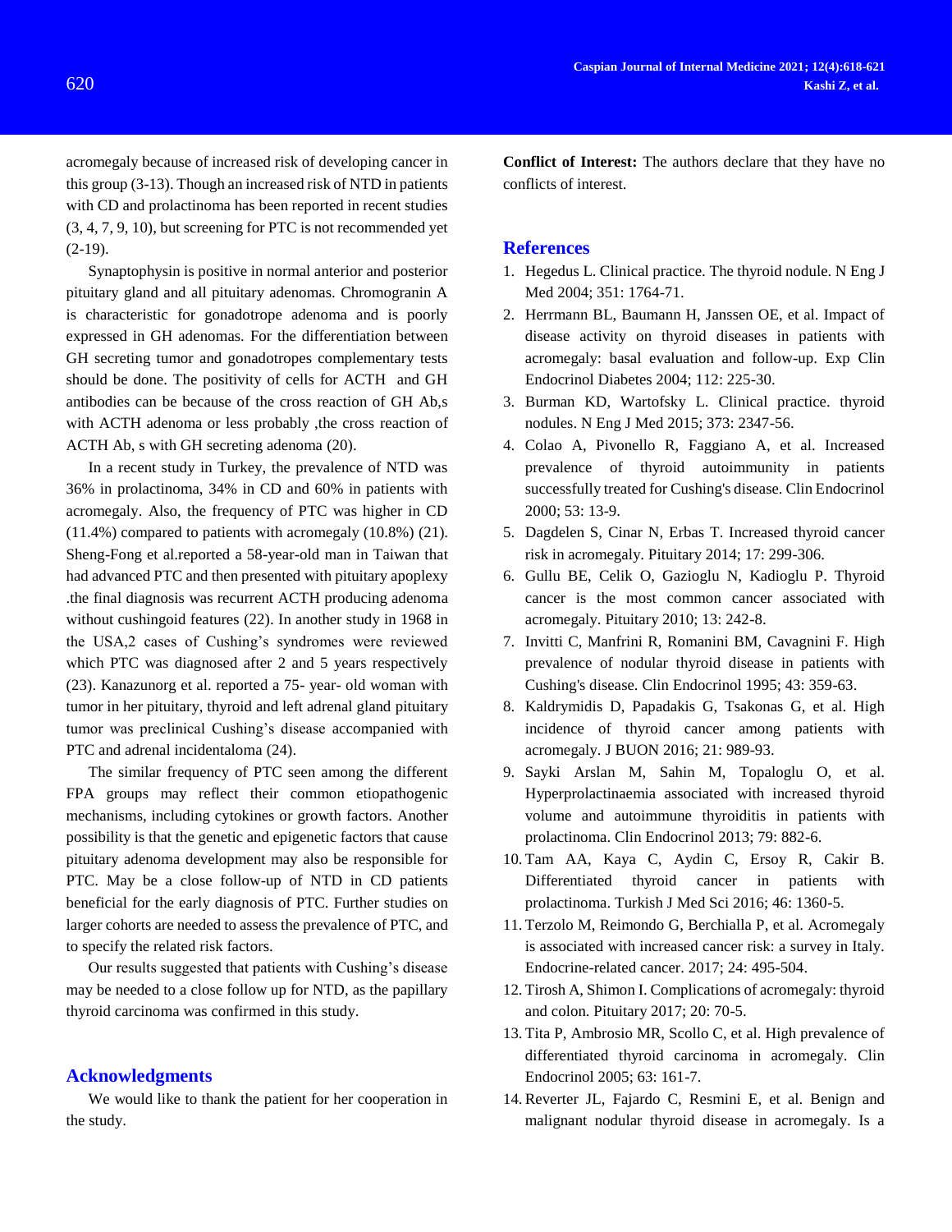acromegaly because of increased risk of developing cancer in this group (3-13). Though an increased risk of NTD in patients with CD and prolactinoma has been reported in recent studies (3, 4, 7, 9, 10), but screening for PTC is not recommended yet (2-19).

Synaptophysin is positive in normal anterior and posterior pituitary gland and all pituitary adenomas. Chromogranin A is characteristic for gonadotrope adenoma and is poorly expressed in GH adenomas. For the differentiation between GH secreting tumor and gonadotropes complementary tests should be done. The positivity of cells for ACTH and GH antibodies can be because of the cross reaction of GH Ab,s with ACTH adenoma or less probably ,the cross reaction of ACTH Ab, s with GH secreting adenoma (20).

In a recent study in Turkey, the prevalence of NTD was 36% in prolactinoma, 34% in CD and 60% in patients with acromegaly. Also, the frequency of PTC was higher in CD (11.4%) compared to patients with acromegaly (10.8%) (21). Sheng-Fong et al.reported a 58-year-old man in Taiwan that had advanced PTC and then presented with pituitary apoplexy .the final diagnosis was recurrent ACTH producing adenoma without cushingoid features (22). In another study in 1968 in the USA,2 cases of Cushing's syndromes were reviewed which PTC was diagnosed after 2 and 5 years respectively (23). Kanazunorg et al. reported a 75- year- old woman with tumor in her pituitary, thyroid and left adrenal gland pituitary tumor was preclinical Cushing's disease accompanied with PTC and adrenal incidentaloma (24).

The similar frequency of PTC seen among the different FPA groups may reflect their common etiopathogenic mechanisms, including cytokines or growth factors. Another possibility is that the genetic and epigenetic factors that cause pituitary adenoma development may also be responsible for PTC. May be a close follow-up of NTD in CD patients beneficial for the early diagnosis of PTC. Further studies on larger cohorts are needed to assess the prevalence of PTC, and to specify the related risk factors.

Our results suggested that patients with Cushing's disease may be needed to a close follow up for NTD, as the papillary thyroid carcinoma was confirmed in this study.

## Acknowledgments

We would like to thank the patient for her cooperation in the study.

**Conflict of Interest:** The authors declare that they have no conflicts of interest.

## References

1. Hegedus L. Clinical practice. The thyroid nodule. N Eng J Med 2004; 351: 1764-71.
2. Herrmann BL, Baumann H, Janssen OE, et al. Impact of disease activity on thyroid diseases in patients with acromegaly: basal evaluation and follow-up. Exp Clin Endocrinol Diabetes 2004; 112: 225-30.
3. Burman KD, Wartofsky L. Clinical practice. thyroid nodules. N Eng J Med 2015; 373: 2347-56.
4. Colao A, Pivonello R, Faggiano A, et al. Increased prevalence of thyroid autoimmunity in patients successfully treated for Cushing's disease. Clin Endocrinol 2000; 53: 13-9.
5. Dagdelen S, Cinar N, Erbas T. Increased thyroid cancer risk in acromegaly. Pituitary 2014; 17: 299-306.
6. Gullu BE, Celik O, Gazioglu N, Kadioglu P. Thyroid cancer is the most common cancer associated with acromegaly. Pituitary 2010; 13: 242-8.
7. Invitti C, Manfrini R, Romanini BM, Cavagnini F. High prevalence of nodular thyroid disease in patients with Cushing's disease. Clin Endocrinol 1995; 43: 359-63.
8. Kaldrymidis D, Papadakis G, Tsakonas G, et al. High incidence of thyroid cancer among patients with acromegaly. J BUON 2016; 21: 989-93.
9. Sayki Arslan M, Sahin M, Topaloglu O, et al. Hyperprolactinaemia associated with increased thyroid volume and autoimmune thyroiditis in patients with prolactinoma. Clin Endocrinol 2013; 79: 882-6.
10. Tam AA, Kaya C, Aydin C, Ersoy R, Cakir B. Differentiated thyroid cancer in patients with prolactinoma. Turkish J Med Sci 2016; 46: 1360-5.
11. Terzolo M, Reimondo G, Berchialla P, et al. Acromegaly is associated with increased cancer risk: a survey in Italy. Endocrine-related cancer. 2017; 24: 495-504.
12. Tirosh A, Shimon I. Complications of acromegaly: thyroid and colon. Pituitary 2017; 20: 70-5.
13. Tita P, Ambrosio MR, Scollo C, et al. High prevalence of differentiated thyroid carcinoma in acromegaly. Clin Endocrinol 2005; 63: 161-7.
14. Reverter JL, Fajardo C, Resmini E, et al. Benign and malignant nodular thyroid disease in acromegaly. Is a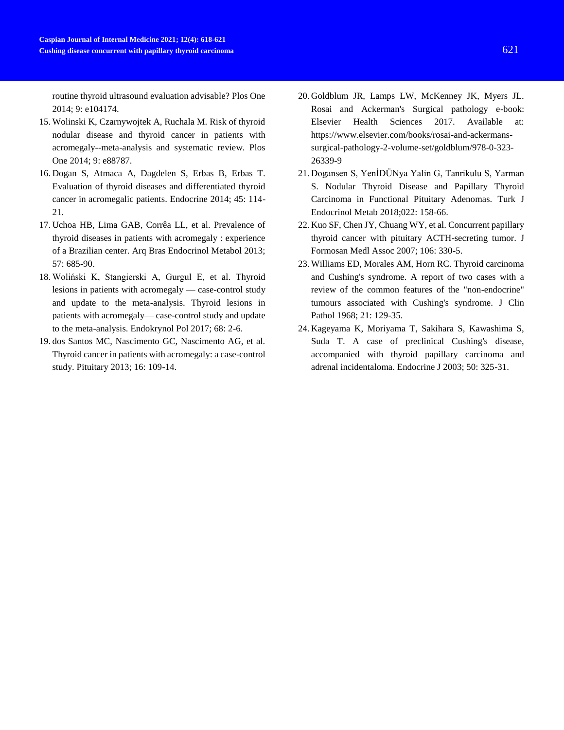routine thyroid ultrasound evaluation advisable? Plos One 2014; 9: e104174.

15. Wolinski K, Czarnywojtek A, Ruchala M. Risk of thyroid nodular disease and thyroid cancer in patients with acromegaly--meta-analysis and systematic review. Plos One 2014; 9: e88787.
16. Dogan S, Atmaca A, Dagdelen S, Erbas B, Erbas T. Evaluation of thyroid diseases and differentiated thyroid cancer in acromegalic patients. Endocrine 2014; 45: 114-21.
17. Uchoa HB, Lima GAB, Corrêa LL, et al. Prevalence of thyroid diseases in patients with acromegaly : experience of a Brazilian center. Arq Bras Endocrinol Metabol 2013; 57: 685-90.
18. Woliński K, Stangierski A, Gurgul E, et al. Thyroid lesions in patients with acromegaly — case-control study and update to the meta-analysis. Thyroid lesions in patients with acromegaly— case-control study and update to the meta-analysis. Endokrynol Pol 2017; 68: 2-6.
19. dos Santos MC, Nascimento GC, Nascimento AG, et al. Thyroid cancer in patients with acromegaly: a case-control study. Pituitary 2013; 16: 109-14.
20. Goldblum JR, Lamps LW, McKenney JK, Myers JL. Rosai and Ackerman's Surgical pathology e-book: Elsevier Health Sciences 2017. Available at: https://www.elsevier.com/books/rosai-and-ackermans-surgical-pathology-2-volume-set/goldblum/978-0-323-26339-9
21. Dogansen S, YenİDÜNya Yalin G, Tanrikulu S, Yarman S. Nodular Thyroid Disease and Papillary Thyroid Carcinoma in Functional Pituitary Adenomas. Turk J Endocrinol Metab 2018;022: 158-66.
22. Kuo SF, Chen JY, Chuang WY, et al. Concurrent papillary thyroid cancer with pituitary ACTH-secreting tumor. J Formosan Medl Assoc 2007; 106: 330-5.
23. Williams ED, Morales AM, Horn RC. Thyroid carcinoma and Cushing's syndrome. A report of two cases with a review of the common features of the "non-endocrine" tumours associated with Cushing's syndrome. J Clin Pathol 1968; 21: 129-35.
24. Kageyama K, Moriyama T, Sakihara S, Kawashima S, Suda T. A case of preclinical Cushing's disease, accompanied with thyroid papillary carcinoma and adrenal incidentaloma. Endocrine J 2003; 50: 325-31.